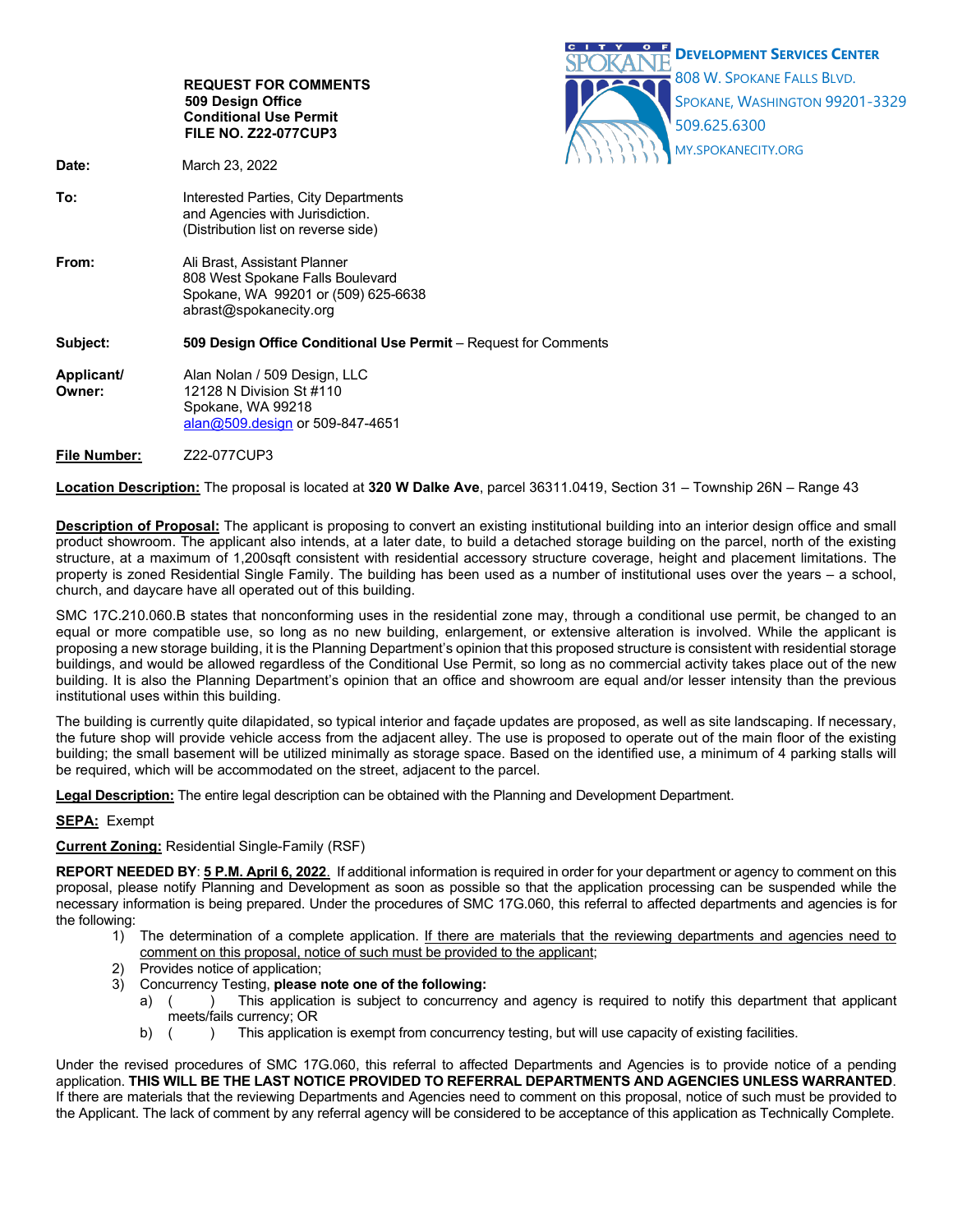**REQUEST FOR COMMENTS**
**509 Design Office**
**Conditional Use Permit**
**FILE NO. Z22-077CUP3**

CITY OF SPOKANE
**DEVELOPMENT SERVICES CENTER**
808 W. SPOKANE FALLS BLVD.
SPOKANE, WASHINGTON 99201-3329
509.625.6300
MY.SPOKANECITY.ORG

**Date:** March 23, 2022

**To:** Interested Parties, City Departments and Agencies with Jurisdiction. (Distribution list on reverse side)

**From:** Ali Brast, Assistant Planner
808 West Spokane Falls Boulevard
Spokane, WA 99201 or (509) 625-6638
abrast@spokanecity.org

**Subject:** **509 Design Office Conditional Use Permit** – Request for Comments

**Applicant/ Owner:** Alan Nolan / 509 Design, LLC
12128 N Division St #110
Spokane, WA 99218
alan@509.design or 509-847-4651

**File Number:** Z22-077CUP3

**Location Description:** The proposal is located at **320 W Dalke Ave**, parcel 36311.0419, Section 31 – Township 26N – Range 43

**Description of Proposal:** The applicant is proposing to convert an existing institutional building into an interior design office and small product showroom. The applicant also intends, at a later date, to build a detached storage building on the parcel, north of the existing structure, at a maximum of 1,200sqft consistent with residential accessory structure coverage, height and placement limitations. The property is zoned Residential Single Family. The building has been used as a number of institutional uses over the years – a school, church, and daycare have all operated out of this building.

SMC 17C.210.060.B states that nonconforming uses in the residential zone may, through a conditional use permit, be changed to an equal or more compatible use, so long as no new building, enlargement, or extensive alteration is involved. While the applicant is proposing a new storage building, it is the Planning Department's opinion that this proposed structure is consistent with residential storage buildings, and would be allowed regardless of the Conditional Use Permit, so long as no commercial activity takes place out of the new building. It is also the Planning Department's opinion that an office and showroom are equal and/or lesser intensity than the previous institutional uses within this building.

The building is currently quite dilapidated, so typical interior and façade updates are proposed, as well as site landscaping. If necessary, the future shop will provide vehicle access from the adjacent alley. The use is proposed to operate out of the main floor of the existing building; the small basement will be utilized minimally as storage space. Based on the identified use, a minimum of 4 parking stalls will be required, which will be accommodated on the street, adjacent to the parcel.

**Legal Description:** The entire legal description can be obtained with the Planning and Development Department.

**SEPA:** Exempt

**Current Zoning:** Residential Single-Family (RSF)

**REPORT NEEDED BY**: **5 P.M. April 6, 2022**. If additional information is required in order for your department or agency to comment on this proposal, please notify Planning and Development as soon as possible so that the application processing can be suspended while the necessary information is being prepared. Under the procedures of SMC 17G.060, this referral to affected departments and agencies is for the following:

1) The determination of a complete application. If there are materials that the reviewing departments and agencies need to comment on this proposal, notice of such must be provided to the applicant;
2) Provides notice of application;
3) Concurrency Testing, **please note one of the following:**
   a) (  ) This application is subject to concurrency and agency is required to notify this department that applicant meets/fails currency; OR
   b) (  ) This application is exempt from concurrency testing, but will use capacity of existing facilities.

Under the revised procedures of SMC 17G.060, this referral to affected Departments and Agencies is to provide notice of a pending application. **THIS WILL BE THE LAST NOTICE PROVIDED TO REFERRAL DEPARTMENTS AND AGENCIES UNLESS WARRANTED**. If there are materials that the reviewing Departments and Agencies need to comment on this proposal, notice of such must be provided to the Applicant. The lack of comment by any referral agency will be considered to be acceptance of this application as Technically Complete.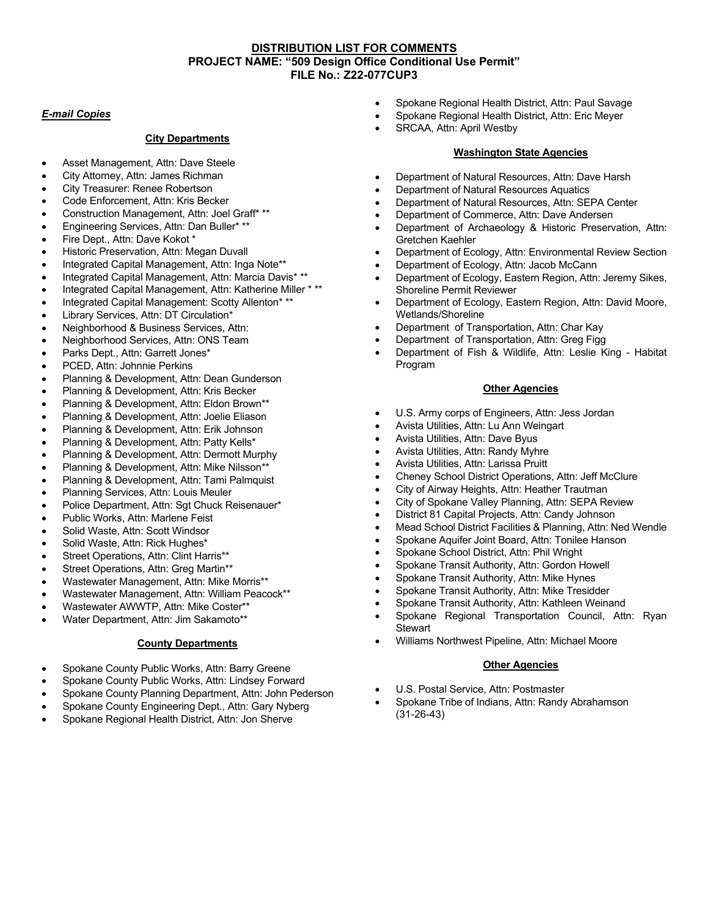**DISTRIBUTION LIST FOR COMMENTS**
**PROJECT NAME: "509 Design Office Conditional Use Permit"**
**FILE No.: Z22-077CUP3**

***E-mail Copies***

**City Departments**

- Asset Management, Attn: Dave Steele
- City Attorney, Attn: James Richman
- City Treasurer: Renee Robertson
- Code Enforcement, Attn: Kris Becker
- Construction Management, Attn: Joel Graff* **
- Engineering Services, Attn: Dan Buller* **
- Fire Dept., Attn: Dave Kokot *
- Historic Preservation, Attn: Megan Duvall
- Integrated Capital Management, Attn: Inga Note**
- Integrated Capital Management, Attn: Marcia Davis* **
- Integrated Capital Management, Attn: Katherine Miller * **
- Integrated Capital Management: Scotty Allenton* **
- Library Services, Attn: DT Circulation*
- Neighborhood & Business Services, Attn:
- Neighborhood Services, Attn: ONS Team
- Parks Dept., Attn: Garrett Jones*
- PCED, Attn: Johnnie Perkins
- Planning & Development, Attn: Dean Gunderson
- Planning & Development, Attn: Kris Becker
- Planning & Development, Attn: Eldon Brown**
- Planning & Development, Attn: Joelie Eliason
- Planning & Development, Attn: Erik Johnson
- Planning & Development, Attn: Patty Kells*
- Planning & Development, Attn: Dermott Murphy
- Planning & Development, Attn: Mike Nilsson**
- Planning & Development, Attn: Tami Palmquist
- Planning Services, Attn: Louis Meuler
- Police Department, Attn: Sgt Chuck Reisenauer*
- Public Works, Attn: Marlene Feist
- Solid Waste, Attn: Scott Windsor
- Solid Waste, Attn: Rick Hughes*
- Street Operations, Attn: Clint Harris**
- Street Operations, Attn: Greg Martin**
- Wastewater Management, Attn: Mike Morris**
- Wastewater Management, Attn: William Peacock**
- Wastewater AWWTP, Attn: Mike Coster**
- Water Department, Attn: Jim Sakamoto**

**County Departments**

- Spokane County Public Works, Attn: Barry Greene
- Spokane County Public Works, Attn: Lindsey Forward
- Spokane County Planning Department, Attn: John Pederson
- Spokane County Engineering Dept., Attn: Gary Nyberg
- Spokane Regional Health District, Attn: Jon Sherve
- Spokane Regional Health District, Attn: Paul Savage
- Spokane Regional Health District, Attn: Eric Meyer
- SRCAA, Attn: April Westby

**Washington State Agencies**

- Department of Natural Resources, Attn: Dave Harsh
- Department of Natural Resources Aquatics
- Department of Natural Resources, Attn: SEPA Center
- Department of Commerce, Attn: Dave Andersen
- Department of Archaeology & Historic Preservation, Attn: Gretchen Kaehler
- Department of Ecology, Attn: Environmental Review Section
- Department of Ecology, Attn: Jacob McCann
- Department of Ecology, Eastern Region, Attn: Jeremy Sikes, Shoreline Permit Reviewer
- Department of Ecology, Eastern Region, Attn: David Moore, Wetlands/Shoreline
- Department of Transportation, Attn: Char Kay
- Department of Transportation, Attn: Greg Figg
- Department of Fish & Wildlife, Attn: Leslie King - Habitat Program

**Other Agencies**

- U.S. Army corps of Engineers, Attn: Jess Jordan
- Avista Utilities, Attn: Lu Ann Weingart
- Avista Utilities, Attn: Dave Byus
- Avista Utilities, Attn: Randy Myhre
- Avista Utilities, Attn: Larissa Pruitt
- Cheney School District Operations, Attn: Jeff McClure
- City of Airway Heights, Attn: Heather Trautman
- City of Spokane Valley Planning, Attn: SEPA Review
- District 81 Capital Projects, Attn: Candy Johnson
- Mead School District Facilities & Planning, Attn: Ned Wendle
- Spokane Aquifer Joint Board, Attn: Tonilee Hanson
- Spokane School District, Attn: Phil Wright
- Spokane Transit Authority, Attn: Gordon Howell
- Spokane Transit Authority, Attn: Mike Hynes
- Spokane Transit Authority, Attn: Mike Tresidder
- Spokane Transit Authority, Attn: Kathleen Weinand
- Spokane Regional Transportation Council, Attn: Ryan Stewart
- Williams Northwest Pipeline, Attn: Michael Moore

**Other Agencies**

- U.S. Postal Service, Attn: Postmaster
- Spokane Tribe of Indians, Attn: Randy Abrahamson (31-26-43)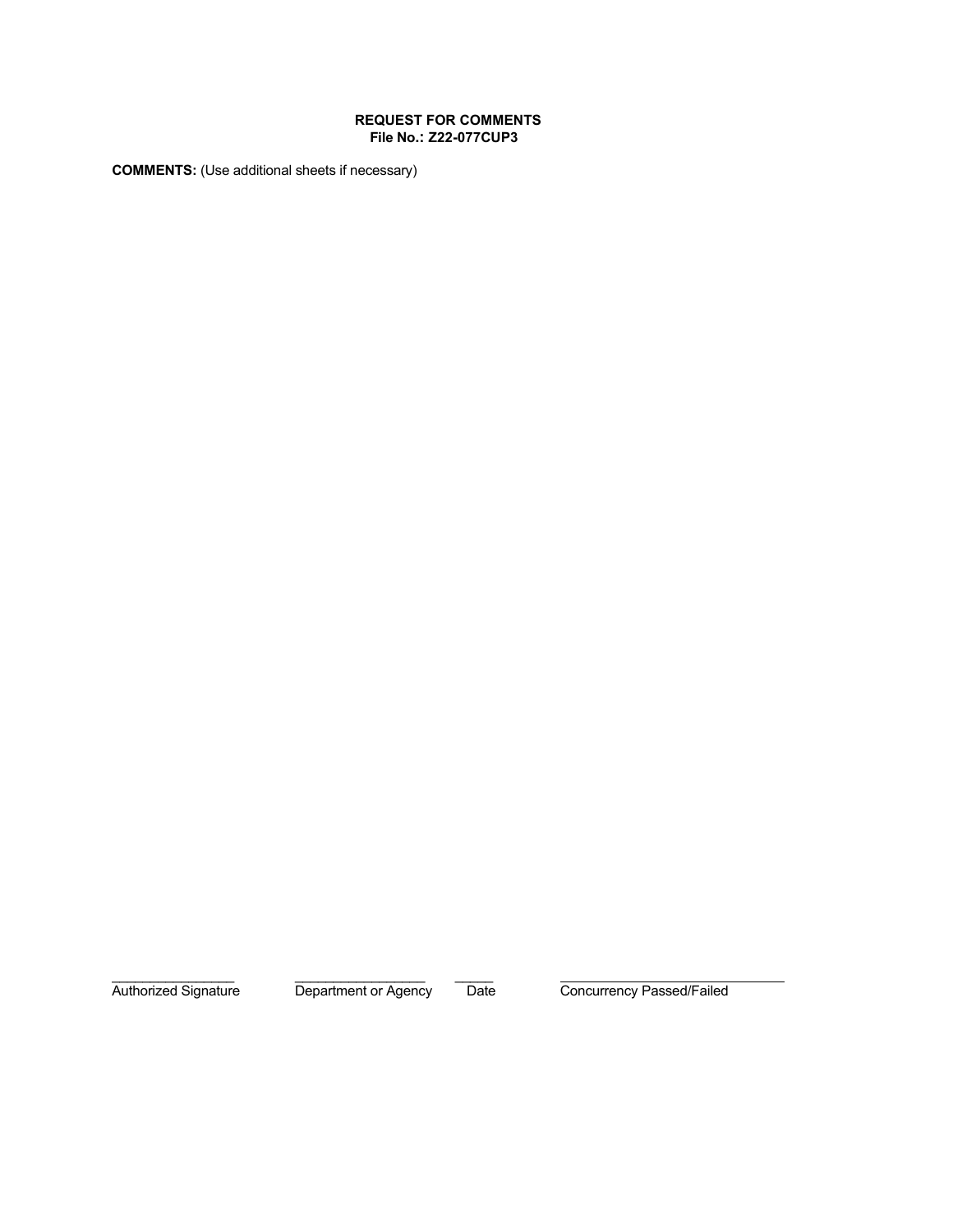**REQUEST FOR COMMENTS**
**File No.: Z22-077CUP3**

**COMMENTS:** (Use additional sheets if necessary)

| | | | |
|---|---|---|---|
| _________________ | __________________ | ______ | _______________________________ |
| Authorized Signature | Department or Agency | Date | Concurrency Passed/Failed |